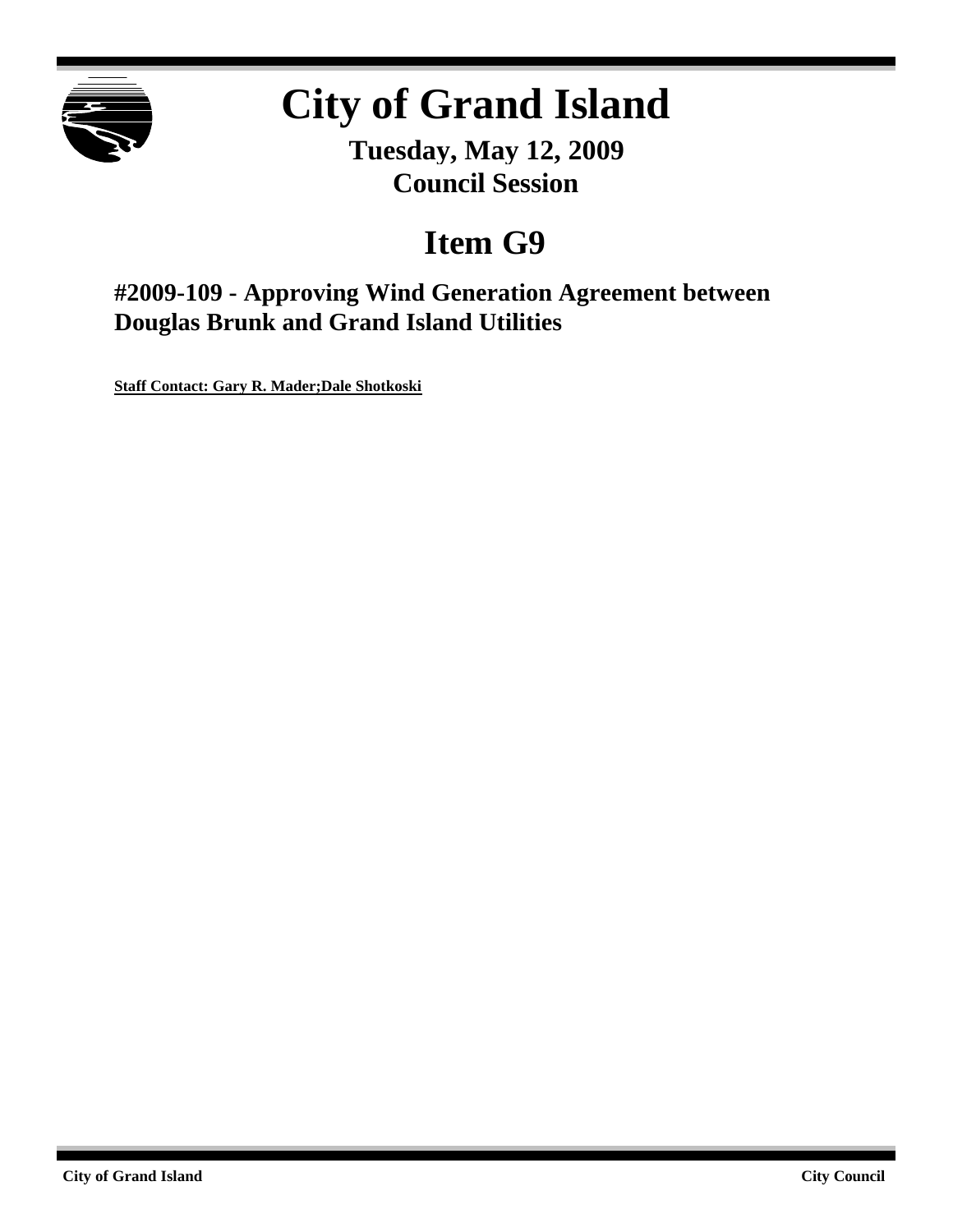# City of Grand Island

**Tuesday, May 12, 2009**
**Council Session**

## Item G9

### #2009-109 - Approving Wind Generation Agreement between Douglas Brunk and Grand Island Utilities

**Staff Contact: Gary R. Mader;Dale Shotkoski**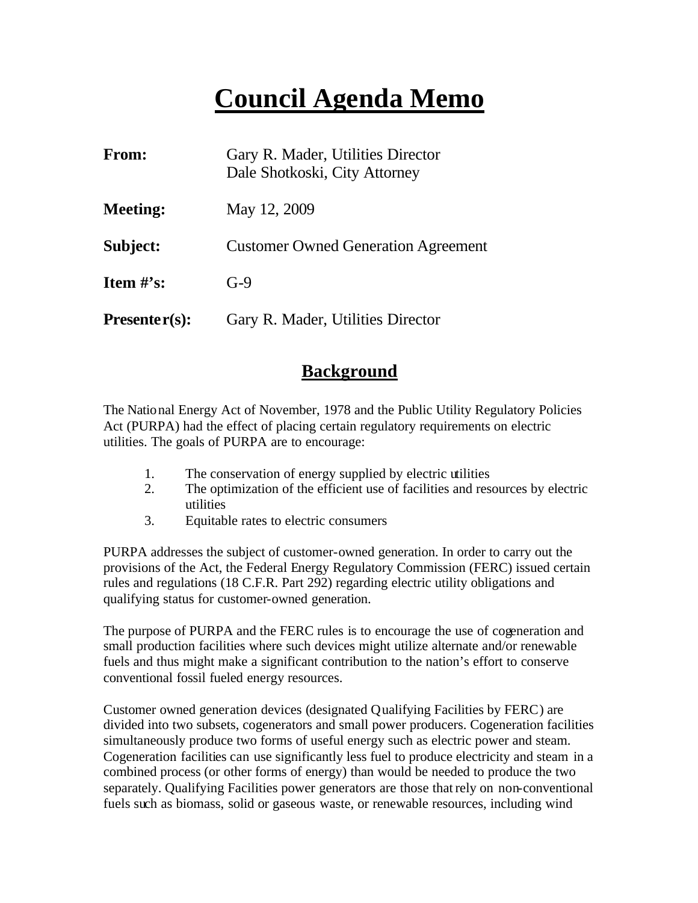# Council Agenda Memo

| | |
|---|---|
| **From:** | Gary R. Mader, Utilities Director<br>Dale Shotkoski, City Attorney |
| **Meeting:** | May 12, 2009 |
| **Subject:** | Customer Owned Generation Agreement |
| **Item #'s:** | G-9 |
| **Presenter(s):** | Gary R. Mader, Utilities Director |

## Background

The National Energy Act of November, 1978 and the Public Utility Regulatory Policies Act (PURPA) had the effect of placing certain regulatory requirements on electric utilities. The goals of PURPA are to encourage:

1. The conservation of energy supplied by electric utilities
2. The optimization of the efficient use of facilities and resources by electric utilities
3. Equitable rates to electric consumers

PURPA addresses the subject of customer-owned generation. In order to carry out the provisions of the Act, the Federal Energy Regulatory Commission (FERC) issued certain rules and regulations (18 C.F.R. Part 292) regarding electric utility obligations and qualifying status for customer-owned generation.

The purpose of PURPA and the FERC rules is to encourage the use of cogeneration and small production facilities where such devices might utilize alternate and/or renewable fuels and thus might make a significant contribution to the nation's effort to conserve conventional fossil fueled energy resources.

Customer owned generation devices (designated Qualifying Facilities by FERC) are divided into two subsets, cogenerators and small power producers. Cogeneration facilities simultaneously produce two forms of useful energy such as electric power and steam. Cogeneration facilities can use significantly less fuel to produce electricity and steam in a combined process (or other forms of energy) than would be needed to produce the two separately. Qualifying Facilities power generators are those that rely on non-conventional fuels such as biomass, solid or gaseous waste, or renewable resources, including wind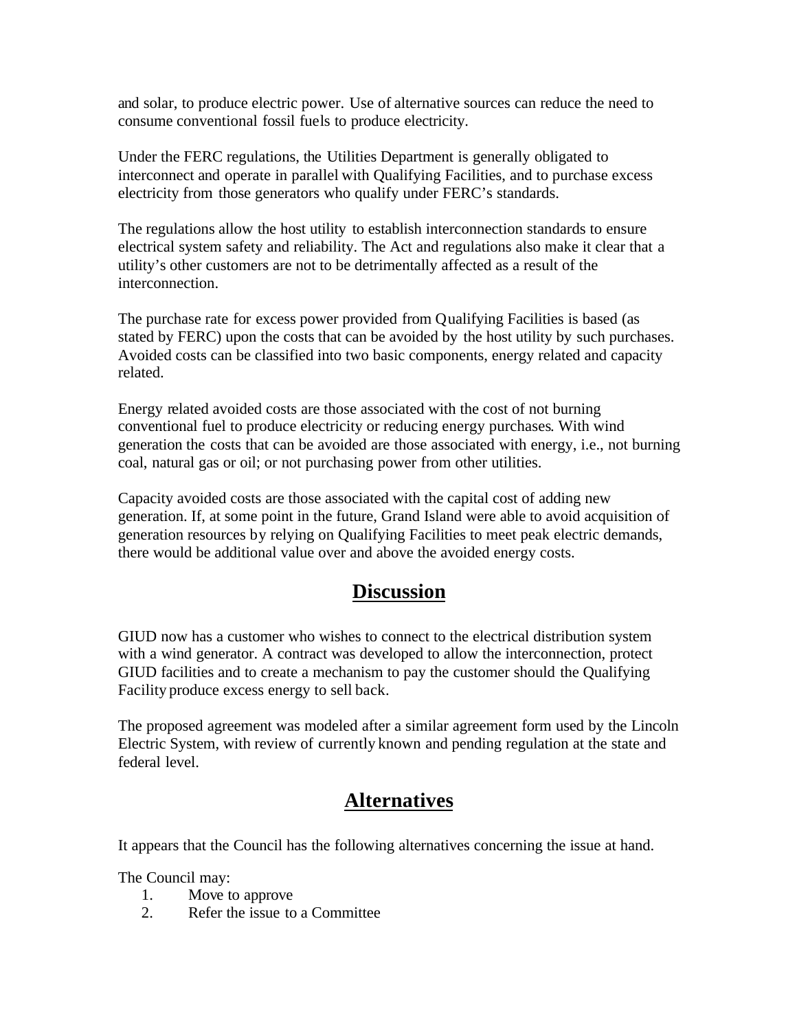and solar, to produce electric power. Use of alternative sources can reduce the need to consume conventional fossil fuels to produce electricity.

Under the FERC regulations, the Utilities Department is generally obligated to interconnect and operate in parallel with Qualifying Facilities, and to purchase excess electricity from those generators who qualify under FERC's standards.

The regulations allow the host utility to establish interconnection standards to ensure electrical system safety and reliability. The Act and regulations also make it clear that a utility's other customers are not to be detrimentally affected as a result of the interconnection.

The purchase rate for excess power provided from Qualifying Facilities is based (as stated by FERC) upon the costs that can be avoided by the host utility by such purchases. Avoided costs can be classified into two basic components, energy related and capacity related.

Energy related avoided costs are those associated with the cost of not burning conventional fuel to produce electricity or reducing energy purchases. With wind generation the costs that can be avoided are those associated with energy, i.e., not burning coal, natural gas or oil; or not purchasing power from other utilities.

Capacity avoided costs are those associated with the capital cost of adding new generation. If, at some point in the future, Grand Island were able to avoid acquisition of generation resources by relying on Qualifying Facilities to meet peak electric demands, there would be additional value over and above the avoided energy costs.

## Discussion

GIUD now has a customer who wishes to connect to the electrical distribution system with a wind generator. A contract was developed to allow the interconnection, protect GIUD facilities and to create a mechanism to pay the customer should the Qualifying Facility produce excess energy to sell back.

The proposed agreement was modeled after a similar agreement form used by the Lincoln Electric System, with review of currently known and pending regulation at the state and federal level.

## Alternatives

It appears that the Council has the following alternatives concerning the issue at hand.

The Council may:

1. Move to approve
2. Refer the issue to a Committee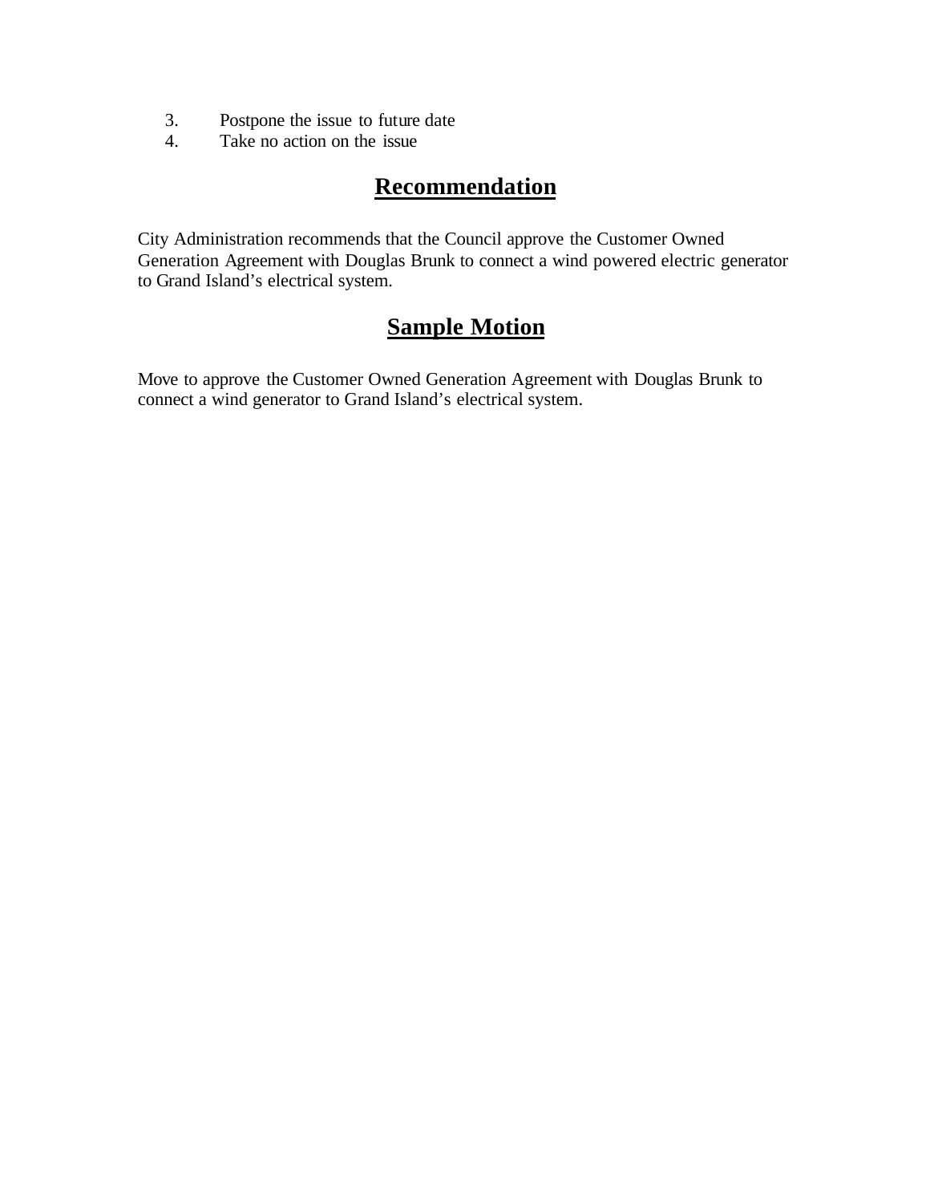3. Postpone the issue to future date
4. Take no action on the issue

## Recommendation

City Administration recommends that the Council approve the Customer Owned Generation Agreement with Douglas Brunk to connect a wind powered electric generator to Grand Island's electrical system.

## Sample Motion

Move to approve the Customer Owned Generation Agreement with Douglas Brunk to connect a wind generator to Grand Island's electrical system.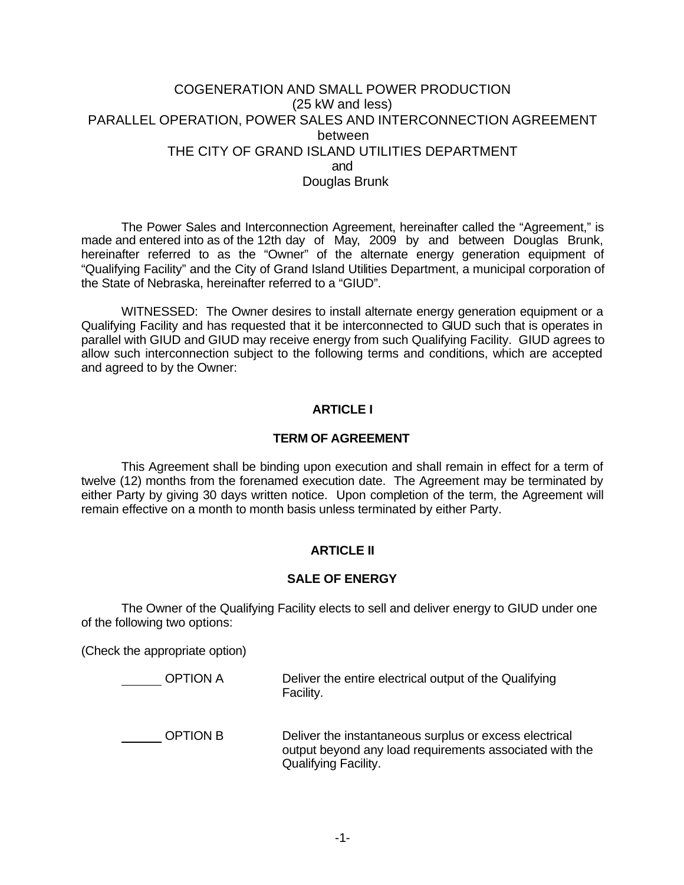COGENERATION AND SMALL POWER PRODUCTION
(25 kW and less)
PARALLEL OPERATION, POWER SALES AND INTERCONNECTION AGREEMENT
between
THE CITY OF GRAND ISLAND UTILITIES DEPARTMENT
and
Douglas Brunk

The Power Sales and Interconnection Agreement, hereinafter called the "Agreement," is made and entered into as of the 12th day of May, 2009 by and between Douglas Brunk, hereinafter referred to as the "Owner" of the alternate energy generation equipment of "Qualifying Facility" and the City of Grand Island Utilities Department, a municipal corporation of the State of Nebraska, hereinafter referred to a "GIUD".

WITNESSED: The Owner desires to install alternate energy generation equipment or a Qualifying Facility and has requested that it be interconnected to GIUD such that is operates in parallel with GIUD and GIUD may receive energy from such Qualifying Facility. GIUD agrees to allow such interconnection subject to the following terms and conditions, which are accepted and agreed to by the Owner:

## ARTICLE I

## TERM OF AGREEMENT

This Agreement shall be binding upon execution and shall remain in effect for a term of twelve (12) months from the forenamed execution date. The Agreement may be terminated by either Party by giving 30 days written notice. Upon completion of the term, the Agreement will remain effective on a month to month basis unless terminated by either Party.

## ARTICLE II

## SALE OF ENERGY

The Owner of the Qualifying Facility elects to sell and deliver energy to GIUD under one of the following two options:

(Check the appropriate option)

______ OPTION A — Deliver the entire electrical output of the Qualifying Facility.

______ OPTION B — Deliver the instantaneous surplus or excess electrical output beyond any load requirements associated with the Qualifying Facility.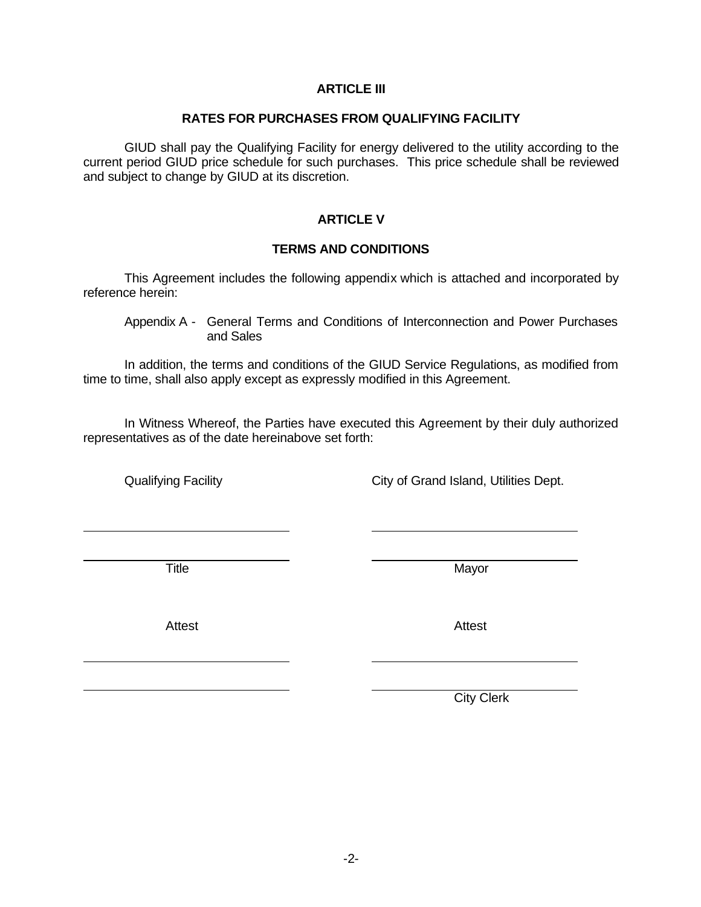## ARTICLE III

### RATES FOR PURCHASES FROM QUALIFYING FACILITY

GIUD shall pay the Qualifying Facility for energy delivered to the utility according to the current period GIUD price schedule for such purchases. This price schedule shall be reviewed and subject to change by GIUD at its discretion.

## ARTICLE V

### TERMS AND CONDITIONS

This Agreement includes the following appendix which is attached and incorporated by reference herein:

Appendix A - General Terms and Conditions of Interconnection and Power Purchases and Sales

In addition, the terms and conditions of the GIUD Service Regulations, as modified from time to time, shall also apply except as expressly modified in this Agreement.

In Witness Whereof, the Parties have executed this Agreement by their duly authorized representatives as of the date hereinabove set forth:

| Qualifying Facility | City of Grand Island, Utilities Dept. |
|---|---|
| \_\_\_\_\_\_\_\_\_\_\_\_\_\_\_\_\_\_\_\_\_\_\_\_\_\_\_\_\_\_ | \_\_\_\_\_\_\_\_\_\_\_\_\_\_\_\_\_\_\_\_\_\_\_\_\_\_\_\_\_\_ |
| \_\_\_\_\_\_\_\_\_\_\_\_\_\_\_\_\_\_\_\_\_\_\_\_\_\_\_\_\_\_ | \_\_\_\_\_\_\_\_\_\_\_\_\_\_\_\_\_\_\_\_\_\_\_\_\_\_\_\_\_\_ |
| Title | Mayor |
| Attest | Attest |
| \_\_\_\_\_\_\_\_\_\_\_\_\_\_\_\_\_\_\_\_\_\_\_\_\_\_\_\_\_\_ | \_\_\_\_\_\_\_\_\_\_\_\_\_\_\_\_\_\_\_\_\_\_\_\_\_\_\_\_\_\_ |
| \_\_\_\_\_\_\_\_\_\_\_\_\_\_\_\_\_\_\_\_\_\_\_\_\_\_\_\_\_\_ | \_\_\_\_\_\_\_\_\_\_\_\_\_\_\_\_\_\_\_\_\_\_\_\_\_\_\_\_\_\_ |
| | City Clerk |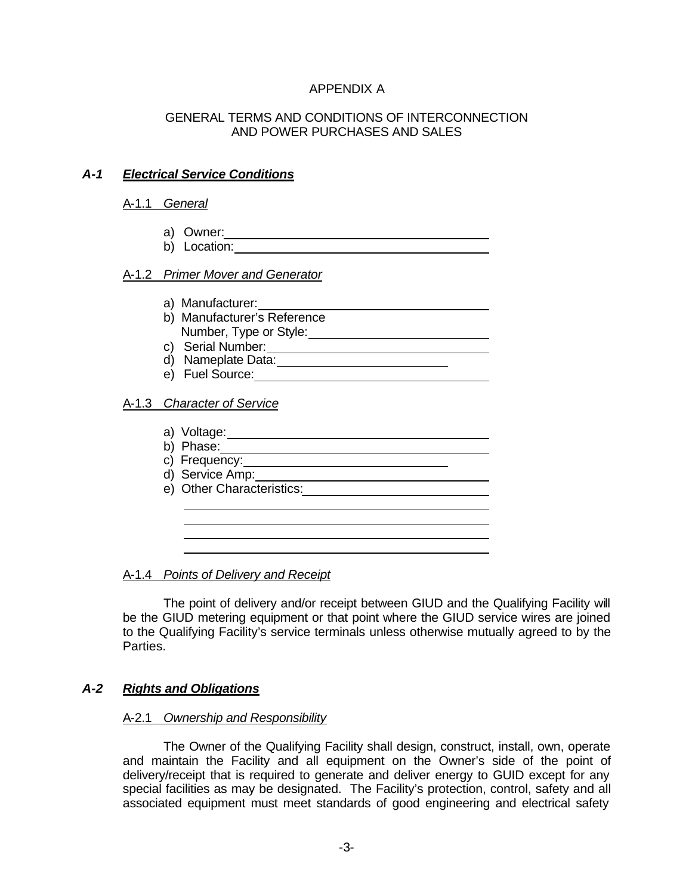APPENDIX A

GENERAL TERMS AND CONDITIONS OF INTERCONNECTION AND POWER PURCHASES AND SALES

## *A-1 Electrical Service Conditions*

A-1.1 *General*

a) Owner: ________________________________________
b) Location: ________________________________________

A-1.2 *Primer Mover and Generator*

a) Manufacturer: ________________________________________
b) Manufacturer's Reference Number, Type or Style: ______________________________
c) Serial Number: ________________________________________
d) Nameplate Data: ______________________________
e) Fuel Source: ________________________________________

A-1.3 *Character of Service*

a) Voltage: ________________________________________
b) Phase: ________________________________________
c) Frequency: ______________________________
d) Service Amp: ________________________________________
e) Other Characteristics: ______________________________

________________________________________
________________________________________
________________________________________
________________________________________

A-1.4 *Points of Delivery and Receipt*

The point of delivery and/or receipt between GIUD and the Qualifying Facility will be the GIUD metering equipment or that point where the GIUD service wires are joined to the Qualifying Facility's service terminals unless otherwise mutually agreed to by the Parties.

## *A-2 Rights and Obligations*

A-2.1 *Ownership and Responsibility*

The Owner of the Qualifying Facility shall design, construct, install, own, operate and maintain the Facility and all equipment on the Owner's side of the point of delivery/receipt that is required to generate and deliver energy to GUID except for any special facilities as may be designated. The Facility's protection, control, safety and all associated equipment must meet standards of good engineering and electrical safety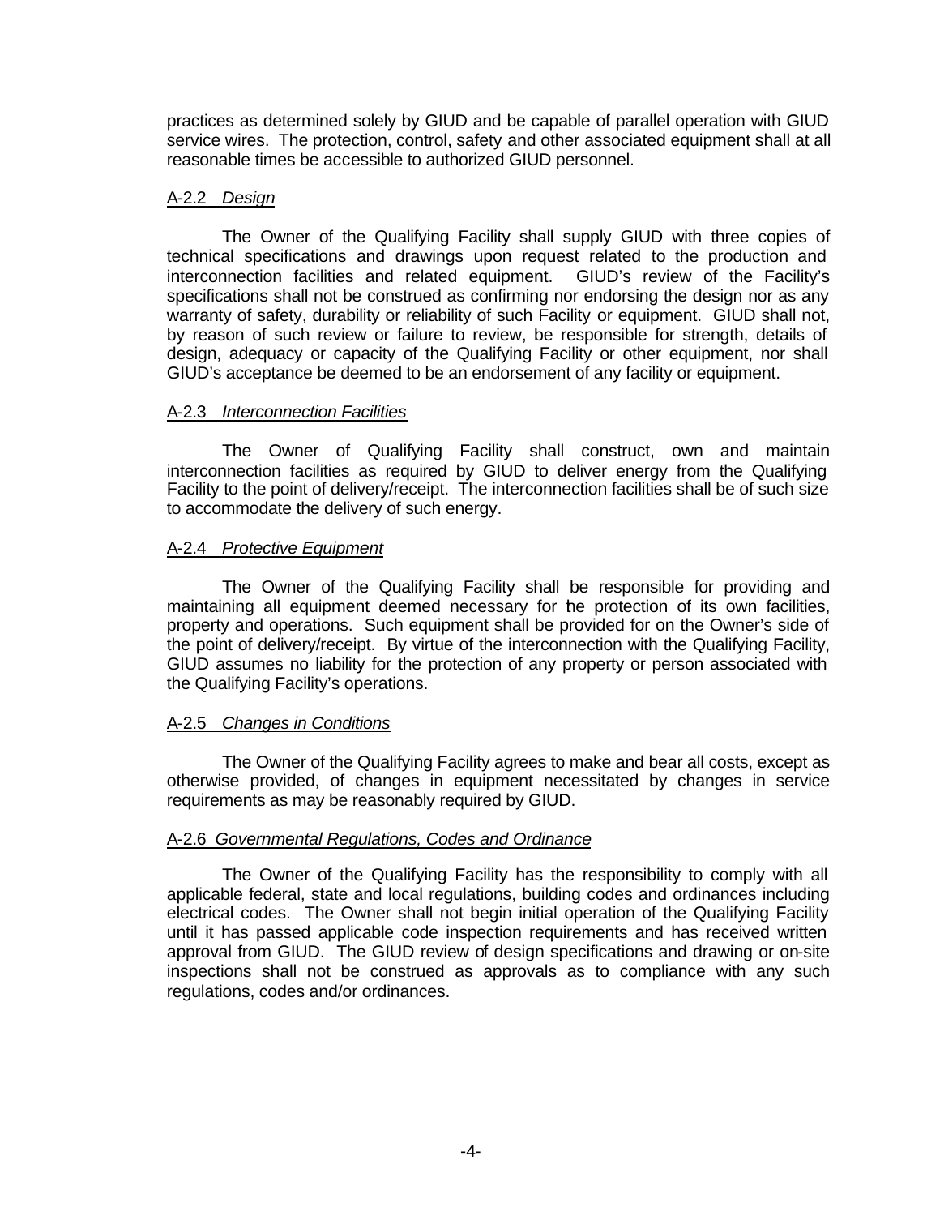practices as determined solely by GIUD and be capable of parallel operation with GIUD service wires. The protection, control, safety and other associated equipment shall at all reasonable times be accessible to authorized GIUD personnel.

A-2.2 *Design*

The Owner of the Qualifying Facility shall supply GIUD with three copies of technical specifications and drawings upon request related to the production and interconnection facilities and related equipment. GIUD's review of the Facility's specifications shall not be construed as confirming nor endorsing the design nor as any warranty of safety, durability or reliability of such Facility or equipment. GIUD shall not, by reason of such review or failure to review, be responsible for strength, details of design, adequacy or capacity of the Qualifying Facility or other equipment, nor shall GIUD's acceptance be deemed to be an endorsement of any facility or equipment.

A-2.3 *Interconnection Facilities*

The Owner of Qualifying Facility shall construct, own and maintain interconnection facilities as required by GIUD to deliver energy from the Qualifying Facility to the point of delivery/receipt. The interconnection facilities shall be of such size to accommodate the delivery of such energy.

A-2.4 *Protective Equipment*

The Owner of the Qualifying Facility shall be responsible for providing and maintaining all equipment deemed necessary for the protection of its own facilities, property and operations. Such equipment shall be provided for on the Owner's side of the point of delivery/receipt. By virtue of the interconnection with the Qualifying Facility, GIUD assumes no liability for the protection of any property or person associated with the Qualifying Facility's operations.

A-2.5 *Changes in Conditions*

The Owner of the Qualifying Facility agrees to make and bear all costs, except as otherwise provided, of changes in equipment necessitated by changes in service requirements as may be reasonably required by GIUD.

A-2.6 *Governmental Regulations, Codes and Ordinance*

The Owner of the Qualifying Facility has the responsibility to comply with all applicable federal, state and local regulations, building codes and ordinances including electrical codes. The Owner shall not begin initial operation of the Qualifying Facility until it has passed applicable code inspection requirements and has received written approval from GIUD. The GIUD review of design specifications and drawing or on-site inspections shall not be construed as approvals as to compliance with any such regulations, codes and/or ordinances.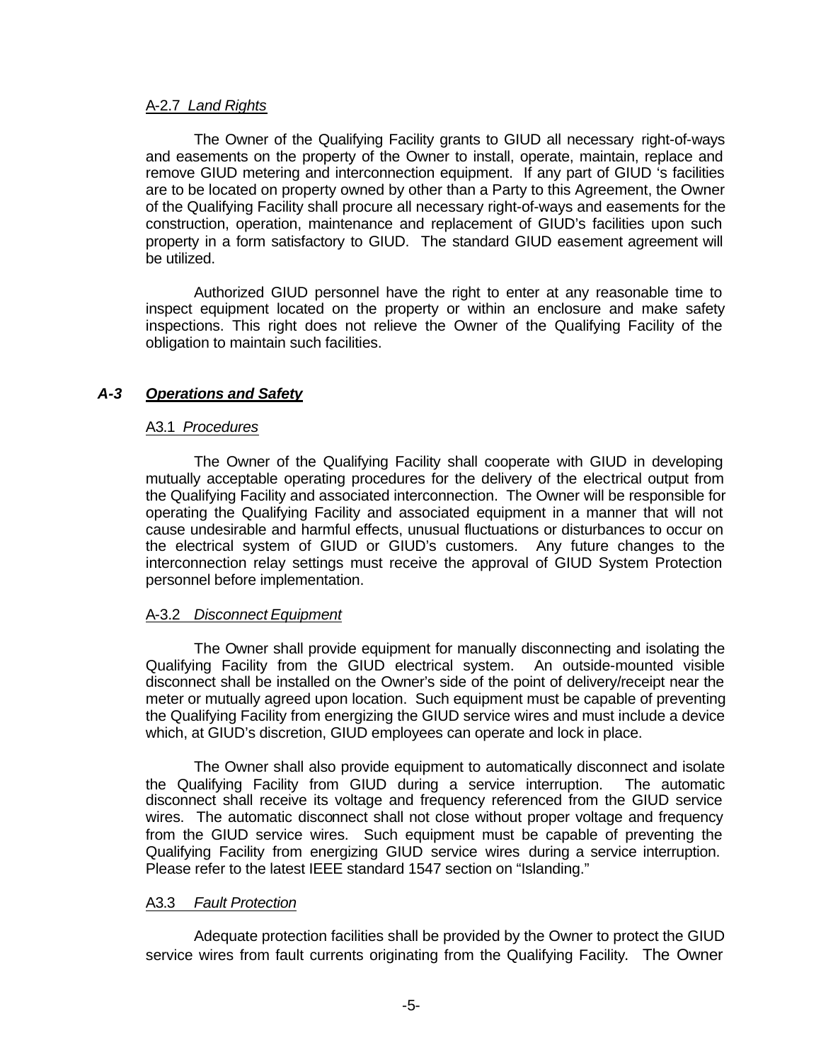#### A-2.7 *Land Rights*

The Owner of the Qualifying Facility grants to GIUD all necessary right-of-ways and easements on the property of the Owner to install, operate, maintain, replace and remove GIUD metering and interconnection equipment. If any part of GIUD 's facilities are to be located on property owned by other than a Party to this Agreement, the Owner of the Qualifying Facility shall procure all necessary right-of-ways and easements for the construction, operation, maintenance and replacement of GIUD's facilities upon such property in a form satisfactory to GIUD. The standard GIUD easement agreement will be utilized.

Authorized GIUD personnel have the right to enter at any reasonable time to inspect equipment located on the property or within an enclosure and make safety inspections. This right does not relieve the Owner of the Qualifying Facility of the obligation to maintain such facilities.

### *A-3 Operations and Safety*

#### A3.1 *Procedures*

The Owner of the Qualifying Facility shall cooperate with GIUD in developing mutually acceptable operating procedures for the delivery of the electrical output from the Qualifying Facility and associated interconnection. The Owner will be responsible for operating the Qualifying Facility and associated equipment in a manner that will not cause undesirable and harmful effects, unusual fluctuations or disturbances to occur on the electrical system of GIUD or GIUD's customers. Any future changes to the interconnection relay settings must receive the approval of GIUD System Protection personnel before implementation.

#### A-3.2 *Disconnect Equipment*

The Owner shall provide equipment for manually disconnecting and isolating the Qualifying Facility from the GIUD electrical system. An outside-mounted visible disconnect shall be installed on the Owner's side of the point of delivery/receipt near the meter or mutually agreed upon location. Such equipment must be capable of preventing the Qualifying Facility from energizing the GIUD service wires and must include a device which, at GIUD's discretion, GIUD employees can operate and lock in place.

The Owner shall also provide equipment to automatically disconnect and isolate the Qualifying Facility from GIUD during a service interruption. The automatic disconnect shall receive its voltage and frequency referenced from the GIUD service wires. The automatic disconnect shall not close without proper voltage and frequency from the GIUD service wires. Such equipment must be capable of preventing the Qualifying Facility from energizing GIUD service wires during a service interruption. Please refer to the latest IEEE standard 1547 section on "Islanding."

#### A3.3 *Fault Protection*

Adequate protection facilities shall be provided by the Owner to protect the GIUD service wires from fault currents originating from the Qualifying Facility. The Owner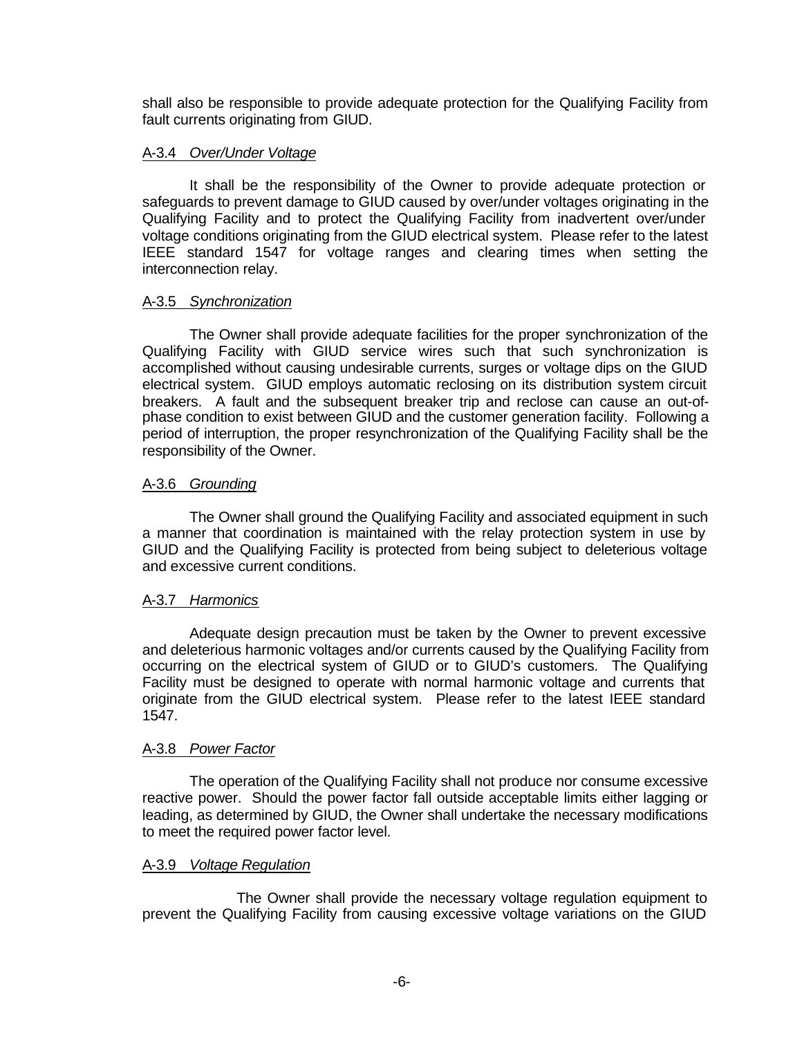shall also be responsible to provide adequate protection for the Qualifying Facility from fault currents originating from GIUD.

### A-3.4 *Over/Under Voltage*

It shall be the responsibility of the Owner to provide adequate protection or safeguards to prevent damage to GIUD caused by over/under voltages originating in the Qualifying Facility and to protect the Qualifying Facility from inadvertent over/under voltage conditions originating from the GIUD electrical system. Please refer to the latest IEEE standard 1547 for voltage ranges and clearing times when setting the interconnection relay.

### A-3.5 *Synchronization*

The Owner shall provide adequate facilities for the proper synchronization of the Qualifying Facility with GIUD service wires such that such synchronization is accomplished without causing undesirable currents, surges or voltage dips on the GIUD electrical system. GIUD employs automatic reclosing on its distribution system circuit breakers. A fault and the subsequent breaker trip and reclose can cause an out-of-phase condition to exist between GIUD and the customer generation facility. Following a period of interruption, the proper resynchronization of the Qualifying Facility shall be the responsibility of the Owner.

### A-3.6 *Grounding*

The Owner shall ground the Qualifying Facility and associated equipment in such a manner that coordination is maintained with the relay protection system in use by GIUD and the Qualifying Facility is protected from being subject to deleterious voltage and excessive current conditions.

### A-3.7 *Harmonics*

Adequate design precaution must be taken by the Owner to prevent excessive and deleterious harmonic voltages and/or currents caused by the Qualifying Facility from occurring on the electrical system of GIUD or to GIUD's customers. The Qualifying Facility must be designed to operate with normal harmonic voltage and currents that originate from the GIUD electrical system. Please refer to the latest IEEE standard 1547.

### A-3.8 *Power Factor*

The operation of the Qualifying Facility shall not produce nor consume excessive reactive power. Should the power factor fall outside acceptable limits either lagging or leading, as determined by GIUD, the Owner shall undertake the necessary modifications to meet the required power factor level.

### A-3.9 *Voltage Regulation*

The Owner shall provide the necessary voltage regulation equipment to prevent the Qualifying Facility from causing excessive voltage variations on the GIUD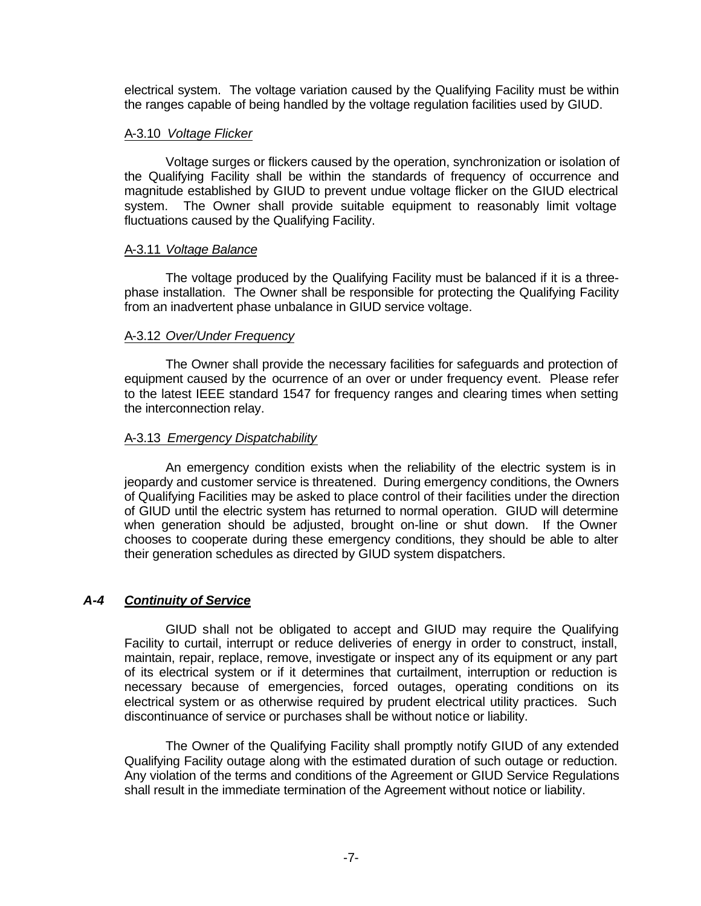electrical system. The voltage variation caused by the Qualifying Facility must be within the ranges capable of being handled by the voltage regulation facilities used by GIUD.

A-3.10 *Voltage Flicker*

Voltage surges or flickers caused by the operation, synchronization or isolation of the Qualifying Facility shall be within the standards of frequency of occurrence and magnitude established by GIUD to prevent undue voltage flicker on the GIUD electrical system. The Owner shall provide suitable equipment to reasonably limit voltage fluctuations caused by the Qualifying Facility.

A-3.11 *Voltage Balance*

The voltage produced by the Qualifying Facility must be balanced if it is a three-phase installation. The Owner shall be responsible for protecting the Qualifying Facility from an inadvertent phase unbalance in GIUD service voltage.

A-3.12 *Over/Under Frequency*

The Owner shall provide the necessary facilities for safeguards and protection of equipment caused by the ocurrence of an over or under frequency event. Please refer to the latest IEEE standard 1547 for frequency ranges and clearing times when setting the interconnection relay.

A-3.13 *Emergency Dispatchability*

An emergency condition exists when the reliability of the electric system is in jeopardy and customer service is threatened. During emergency conditions, the Owners of Qualifying Facilities may be asked to place control of their facilities under the direction of GIUD until the electric system has returned to normal operation. GIUD will determine when generation should be adjusted, brought on-line or shut down. If the Owner chooses to cooperate during these emergency conditions, they should be able to alter their generation schedules as directed by GIUD system dispatchers.

## *A-4 Continuity of Service*

GIUD shall not be obligated to accept and GIUD may require the Qualifying Facility to curtail, interrupt or reduce deliveries of energy in order to construct, install, maintain, repair, replace, remove, investigate or inspect any of its equipment or any part of its electrical system or if it determines that curtailment, interruption or reduction is necessary because of emergencies, forced outages, operating conditions on its electrical system or as otherwise required by prudent electrical utility practices. Such discontinuance of service or purchases shall be without notice or liability.

The Owner of the Qualifying Facility shall promptly notify GIUD of any extended Qualifying Facility outage along with the estimated duration of such outage or reduction. Any violation of the terms and conditions of the Agreement or GIUD Service Regulations shall result in the immediate termination of the Agreement without notice or liability.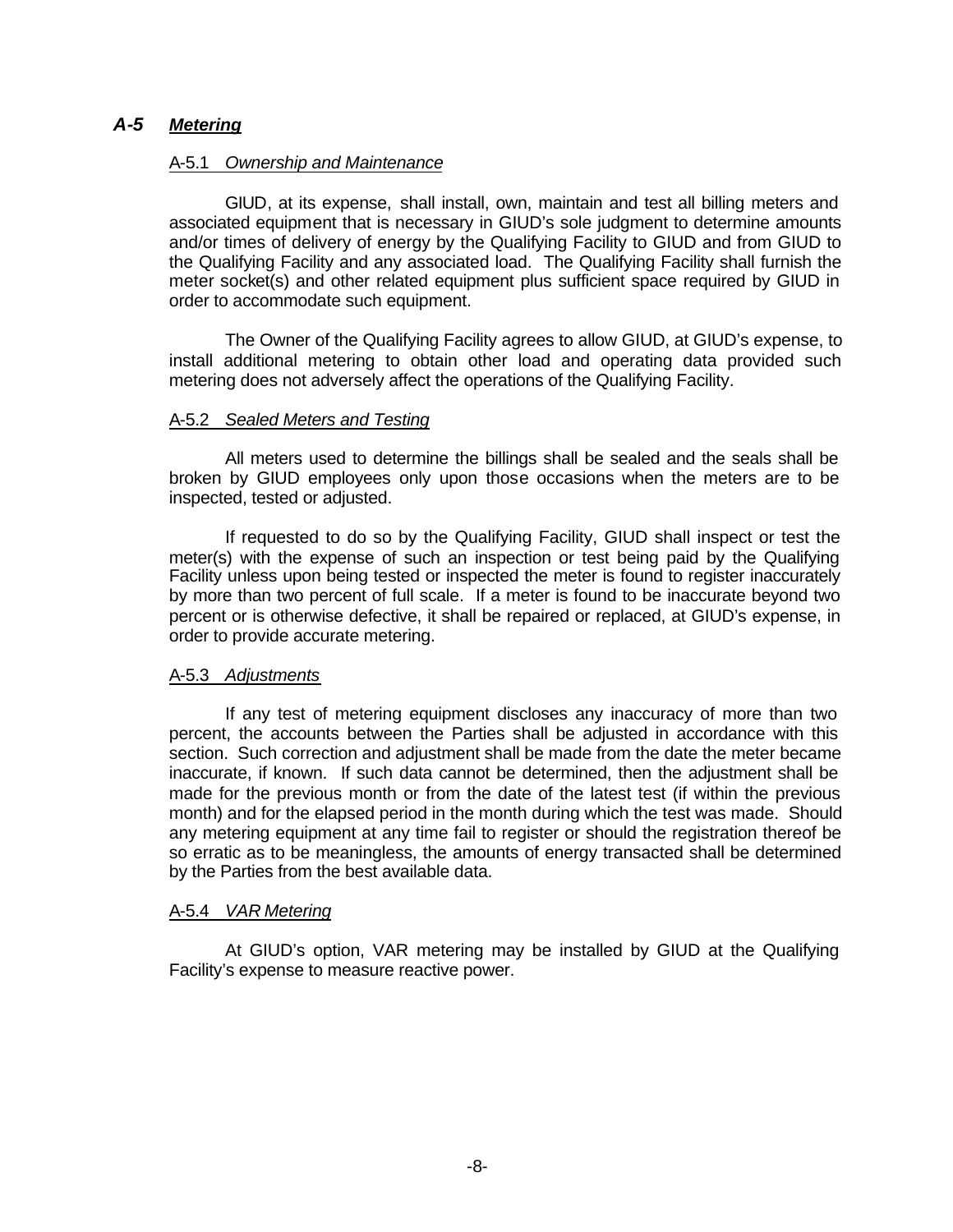## *A-5* ***Metering***

### A-5.1 *Ownership and Maintenance*

GIUD, at its expense, shall install, own, maintain and test all billing meters and associated equipment that is necessary in GIUD's sole judgment to determine amounts and/or times of delivery of energy by the Qualifying Facility to GIUD and from GIUD to the Qualifying Facility and any associated load. The Qualifying Facility shall furnish the meter socket(s) and other related equipment plus sufficient space required by GIUD in order to accommodate such equipment.

The Owner of the Qualifying Facility agrees to allow GIUD, at GIUD's expense, to install additional metering to obtain other load and operating data provided such metering does not adversely affect the operations of the Qualifying Facility.

### A-5.2 *Sealed Meters and Testing*

All meters used to determine the billings shall be sealed and the seals shall be broken by GIUD employees only upon those occasions when the meters are to be inspected, tested or adjusted.

If requested to do so by the Qualifying Facility, GIUD shall inspect or test the meter(s) with the expense of such an inspection or test being paid by the Qualifying Facility unless upon being tested or inspected the meter is found to register inaccurately by more than two percent of full scale. If a meter is found to be inaccurate beyond two percent or is otherwise defective, it shall be repaired or replaced, at GIUD's expense, in order to provide accurate metering.

### A-5.3 *Adjustments*

If any test of metering equipment discloses any inaccuracy of more than two percent, the accounts between the Parties shall be adjusted in accordance with this section. Such correction and adjustment shall be made from the date the meter became inaccurate, if known. If such data cannot be determined, then the adjustment shall be made for the previous month or from the date of the latest test (if within the previous month) and for the elapsed period in the month during which the test was made. Should any metering equipment at any time fail to register or should the registration thereof be so erratic as to be meaningless, the amounts of energy transacted shall be determined by the Parties from the best available data.

### A-5.4 *VAR Metering*

At GIUD's option, VAR metering may be installed by GIUD at the Qualifying Facility's expense to measure reactive power.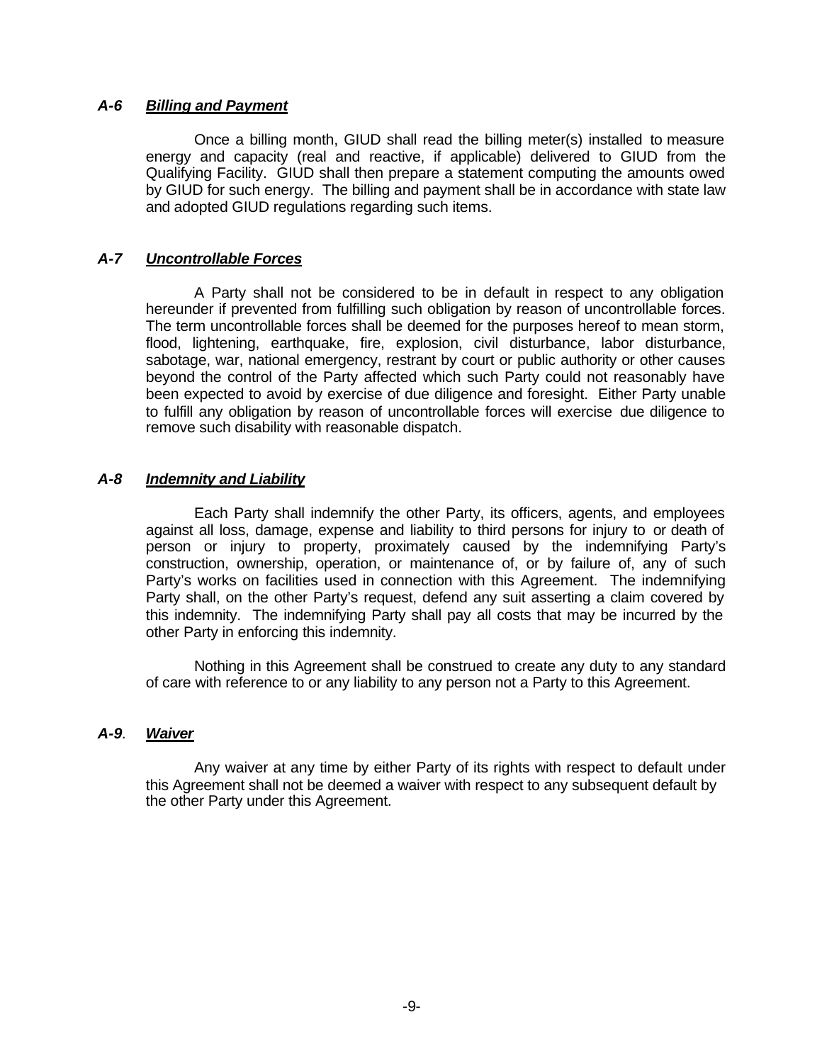### ***A-6 Billing and Payment***

Once a billing month, GIUD shall read the billing meter(s) installed to measure energy and capacity (real and reactive, if applicable) delivered to GIUD from the Qualifying Facility. GIUD shall then prepare a statement computing the amounts owed by GIUD for such energy. The billing and payment shall be in accordance with state law and adopted GIUD regulations regarding such items.

### ***A-7 Uncontrollable Forces***

A Party shall not be considered to be in default in respect to any obligation hereunder if prevented from fulfilling such obligation by reason of uncontrollable forces. The term uncontrollable forces shall be deemed for the purposes hereof to mean storm, flood, lightening, earthquake, fire, explosion, civil disturbance, labor disturbance, sabotage, war, national emergency, restrant by court or public authority or other causes beyond the control of the Party affected which such Party could not reasonably have been expected to avoid by exercise of due diligence and foresight. Either Party unable to fulfill any obligation by reason of uncontrollable forces will exercise due diligence to remove such disability with reasonable dispatch.

### ***A-8 Indemnity and Liability***

Each Party shall indemnify the other Party, its officers, agents, and employees against all loss, damage, expense and liability to third persons for injury to or death of person or injury to property, proximately caused by the indemnifying Party's construction, ownership, operation, or maintenance of, or by failure of, any of such Party's works on facilities used in connection with this Agreement. The indemnifying Party shall, on the other Party's request, defend any suit asserting a claim covered by this indemnity. The indemnifying Party shall pay all costs that may be incurred by the other Party in enforcing this indemnity.

Nothing in this Agreement shall be construed to create any duty to any standard of care with reference to or any liability to any person not a Party to this Agreement.

### ***A-9. Waiver***

Any waiver at any time by either Party of its rights with respect to default under this Agreement shall not be deemed a waiver with respect to any subsequent default by the other Party under this Agreement.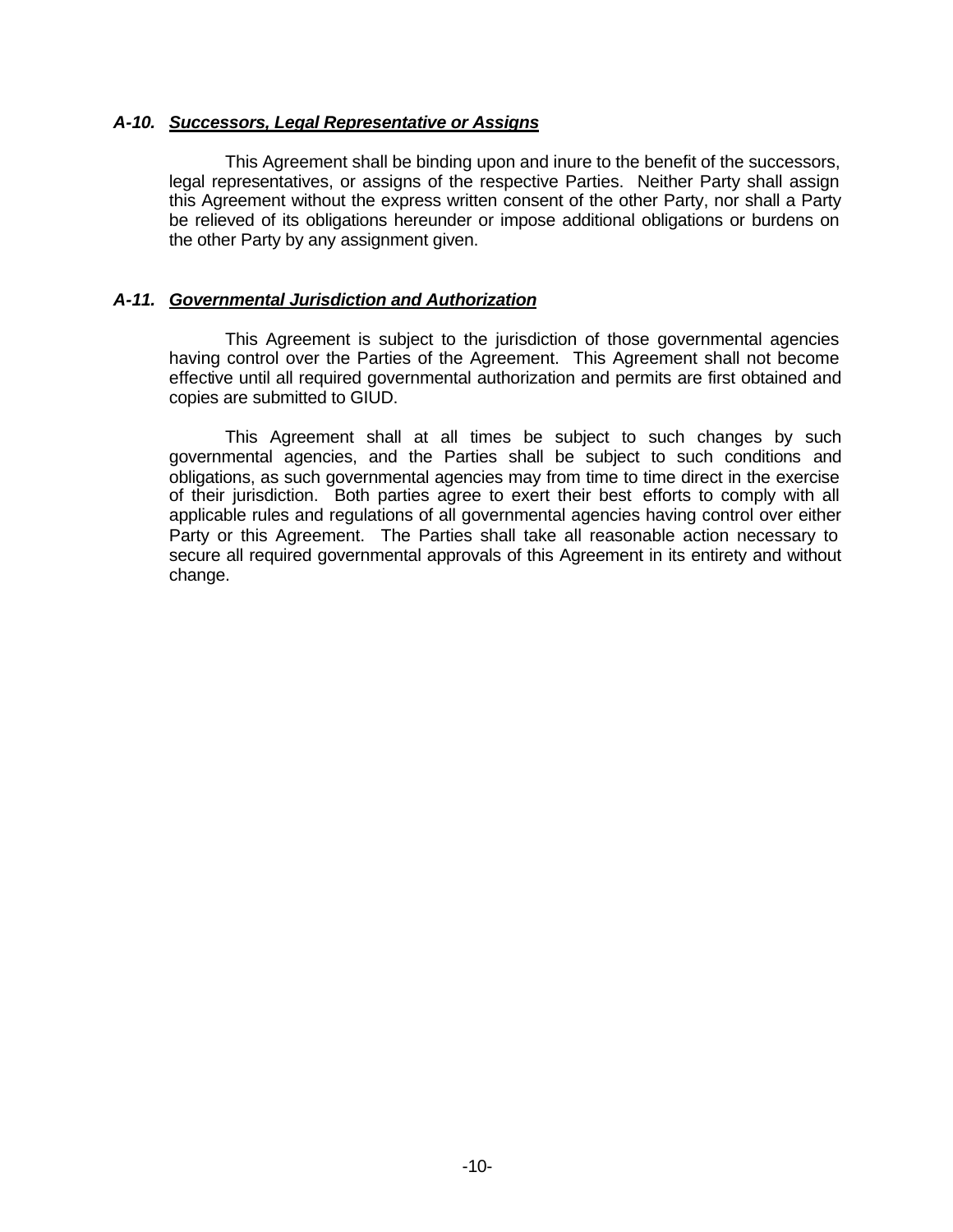### ***A-10. Successors, Legal Representative or Assigns***

This Agreement shall be binding upon and inure to the benefit of the successors, legal representatives, or assigns of the respective Parties. Neither Party shall assign this Agreement without the express written consent of the other Party, nor shall a Party be relieved of its obligations hereunder or impose additional obligations or burdens on the other Party by any assignment given.

### ***A-11. Governmental Jurisdiction and Authorization***

This Agreement is subject to the jurisdiction of those governmental agencies having control over the Parties of the Agreement. This Agreement shall not become effective until all required governmental authorization and permits are first obtained and copies are submitted to GIUD.

This Agreement shall at all times be subject to such changes by such governmental agencies, and the Parties shall be subject to such conditions and obligations, as such governmental agencies may from time to time direct in the exercise of their jurisdiction. Both parties agree to exert their best efforts to comply with all applicable rules and regulations of all governmental agencies having control over either Party or this Agreement. The Parties shall take all reasonable action necessary to secure all required governmental approvals of this Agreement in its entirety and without change.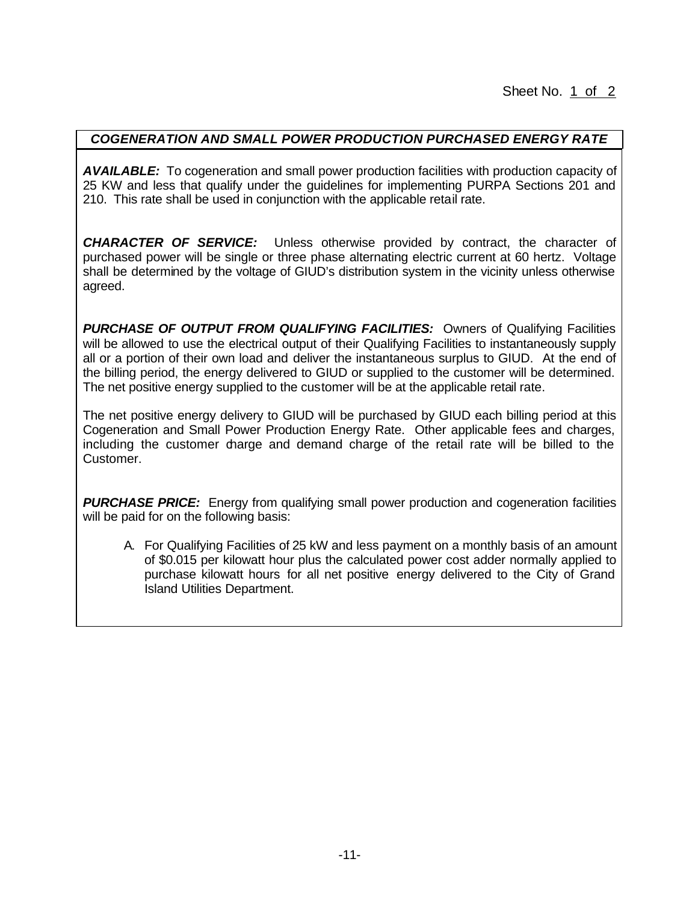Sheet No. 1 of 2

## *COGENERATION AND SMALL POWER PRODUCTION PURCHASED ENERGY RATE*

***AVAILABLE:*** To cogeneration and small power production facilities with production capacity of 25 KW and less that qualify under the guidelines for implementing PURPA Sections 201 and 210. This rate shall be used in conjunction with the applicable retail rate.

***CHARACTER OF SERVICE:*** Unless otherwise provided by contract, the character of purchased power will be single or three phase alternating electric current at 60 hertz. Voltage shall be determined by the voltage of GIUD's distribution system in the vicinity unless otherwise agreed.

***PURCHASE OF OUTPUT FROM QUALIFYING FACILITIES:*** Owners of Qualifying Facilities will be allowed to use the electrical output of their Qualifying Facilities to instantaneously supply all or a portion of their own load and deliver the instantaneous surplus to GIUD. At the end of the billing period, the energy delivered to GIUD or supplied to the customer will be determined. The net positive energy supplied to the customer will be at the applicable retail rate.

The net positive energy delivery to GIUD will be purchased by GIUD each billing period at this Cogeneration and Small Power Production Energy Rate. Other applicable fees and charges, including the customer charge and demand charge of the retail rate will be billed to the Customer.

***PURCHASE PRICE:*** Energy from qualifying small power production and cogeneration facilities will be paid for on the following basis:

A. For Qualifying Facilities of 25 kW and less payment on a monthly basis of an amount of $0.015 per kilowatt hour plus the calculated power cost adder normally applied to purchase kilowatt hours for all net positive energy delivered to the City of Grand Island Utilities Department.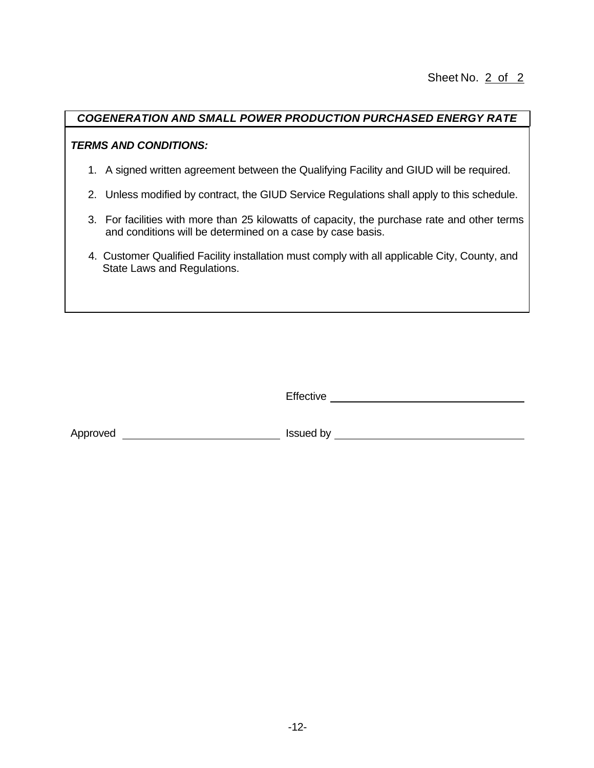Sheet No. 2 of 2

## *COGENERATION AND SMALL POWER PRODUCTION PURCHASED ENERGY RATE*

***TERMS AND CONDITIONS:***

1. A signed written agreement between the Qualifying Facility and GIUD will be required.
2. Unless modified by contract, the GIUD Service Regulations shall apply to this schedule.
3. For facilities with more than 25 kilowatts of capacity, the purchase rate and other terms and conditions will be determined on a case by case basis.
4. Customer Qualified Facility installation must comply with all applicable City, County, and State Laws and Regulations.

Effective \_\_\_\_\_\_\_\_\_\_\_\_\_\_\_\_\_\_\_\_\_\_\_\_\_\_\_\_\_\_

Approved \_\_\_\_\_\_\_\_\_\_\_\_\_\_\_\_\_\_\_\_\_\_\_\_\_\_ Issued by \_\_\_\_\_\_\_\_\_\_\_\_\_\_\_\_\_\_\_\_\_\_\_\_\_\_\_\_\_\_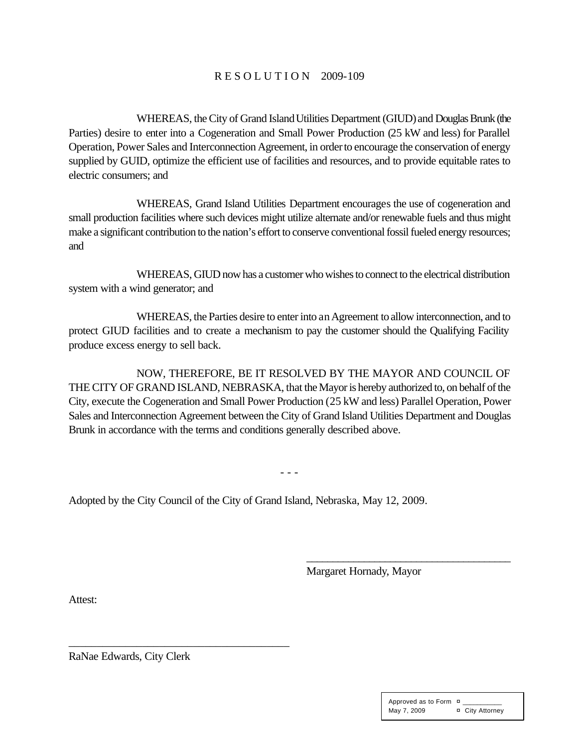# RESOLUTION 2009-109

WHEREAS, the City of Grand Island Utilities Department (GIUD) and Douglas Brunk (the Parties) desire to enter into a Cogeneration and Small Power Production (25 kW and less) for Parallel Operation, Power Sales and Interconnection Agreement, in order to encourage the conservation of energy supplied by GUID, optimize the efficient use of facilities and resources, and to provide equitable rates to electric consumers; and

WHEREAS, Grand Island Utilities Department encourages the use of cogeneration and small production facilities where such devices might utilize alternate and/or renewable fuels and thus might make a significant contribution to the nation's effort to conserve conventional fossil fueled energy resources; and

WHEREAS, GIUD now has a customer who wishes to connect to the electrical distribution system with a wind generator; and

WHEREAS, the Parties desire to enter into an Agreement to allow interconnection, and to protect GIUD facilities and to create a mechanism to pay the customer should the Qualifying Facility produce excess energy to sell back.

NOW, THEREFORE, BE IT RESOLVED BY THE MAYOR AND COUNCIL OF THE CITY OF GRAND ISLAND, NEBRASKA, that the Mayor is hereby authorized to, on behalf of the City, execute the Cogeneration and Small Power Production (25 kW and less) Parallel Operation, Power Sales and Interconnection Agreement between the City of Grand Island Utilities Department and Douglas Brunk in accordance with the terms and conditions generally described above.

- - -

Adopted by the City Council of the City of Grand Island, Nebraska, May 12, 2009.

_____________________________________
Margaret Hornady, Mayor

Attest:

_____________________________________
RaNae Edwards, City Clerk

Approved as to Form ¤ ___________
May 7, 2009 ¤ City Attorney